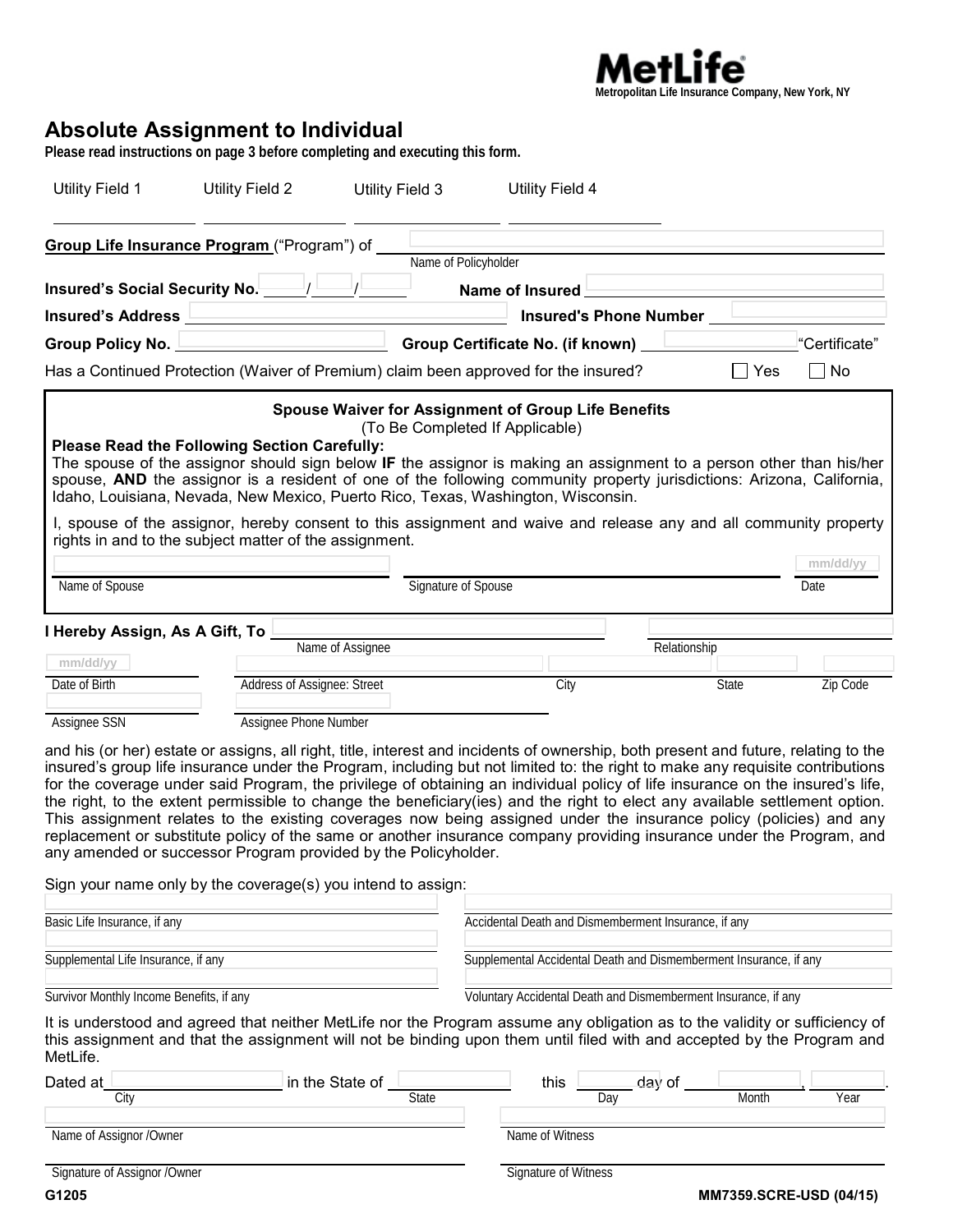MetLife
Metropolitan Life Insurance Company, New York, NY

# Absolute Assignment to Individual

**Please read instructions on page 3 before completing and executing this form.**

Utility Field 1 ________ Utility Field 2 ________ Utility Field 3 ________ Utility Field 4 ________

**Group Life Insurance Program** ("Program") of ____________________
Name of Policyholder

**Insured's Social Security No.** _____/_____/_____ **Name of Insured** ____________________

**Insured's Address** ____________________ **Insured's Phone Number** ____________________

**Group Policy No.** ____________________ **Group Certificate No. (if known)** ____________________ "Certificate"

Has a Continued Protection (Waiver of Premium) claim been approved for the insured? ☐ Yes ☐ No

---

**Spouse Waiver for Assignment of Group Life Benefits**
(To Be Completed If Applicable)

**Please Read the Following Section Carefully:**
The spouse of the assignor should sign below **IF** the assignor is making an assignment to a person other than his/her spouse, **AND** the assignor is a resident of one of the following community property jurisdictions: Arizona, California, Idaho, Louisiana, Nevada, New Mexico, Puerto Rico, Texas, Washington, Wisconsin.

I, spouse of the assignor, hereby consent to this assignment and waive and release any and all community property rights in and to the subject matter of the assignment.

| ____________________ | ____________________ | mm/dd/yy |
|---|---|---|
| Name of Spouse | Signature of Spouse | Date |

---

**I Hereby Assign, As A Gift, To** ____________________ ____________________
Name of Assignee — Relationship

| mm/dd/yy | | | | |
|---|---|---|---|---|
| Date of Birth | Address of Assignee: Street | City | State | Zip Code |
| Assignee SSN | Assignee Phone Number | | | |

and his (or her) estate or assigns, all right, title, interest and incidents of ownership, both present and future, relating to the insured's group life insurance under the Program, including but not limited to: the right to make any requisite contributions for the coverage under said Program, the privilege of obtaining an individual policy of life insurance on the insured's life, the right, to the extent permissible to change the beneficiary(ies) and the right to elect any available settlement option. This assignment relates to the existing coverages now being assigned under the insurance policy (policies) and any replacement or substitute policy of the same or another insurance company providing insurance under the Program, and any amended or successor Program provided by the Policyholder.

Sign your name only by the coverage(s) you intend to assign:

| | |
|---|---|
| Basic Life Insurance, if any | Accidental Death and Dismemberment Insurance, if any |
| Supplemental Life Insurance, if any | Supplemental Accidental Death and Dismemberment Insurance, if any |
| Survivor Monthly Income Benefits, if any | Voluntary Accidental Death and Dismemberment Insurance, if any |

It is understood and agreed that neither MetLife nor the Program assume any obligation as to the validity or sufficiency of this assignment and that the assignment will not be binding upon them until filed with and accepted by the Program and MetLife.

Dated at ____________ in the State of ____________ this ______ day of ____________, ________.
City — State — Day — Month — Year

| | |
|---|---|
| Name of Assignor /Owner | Name of Witness |
| Signature of Assignor /Owner | Signature of Witness |

G1205 MM7359.SCRE-USD (04/15)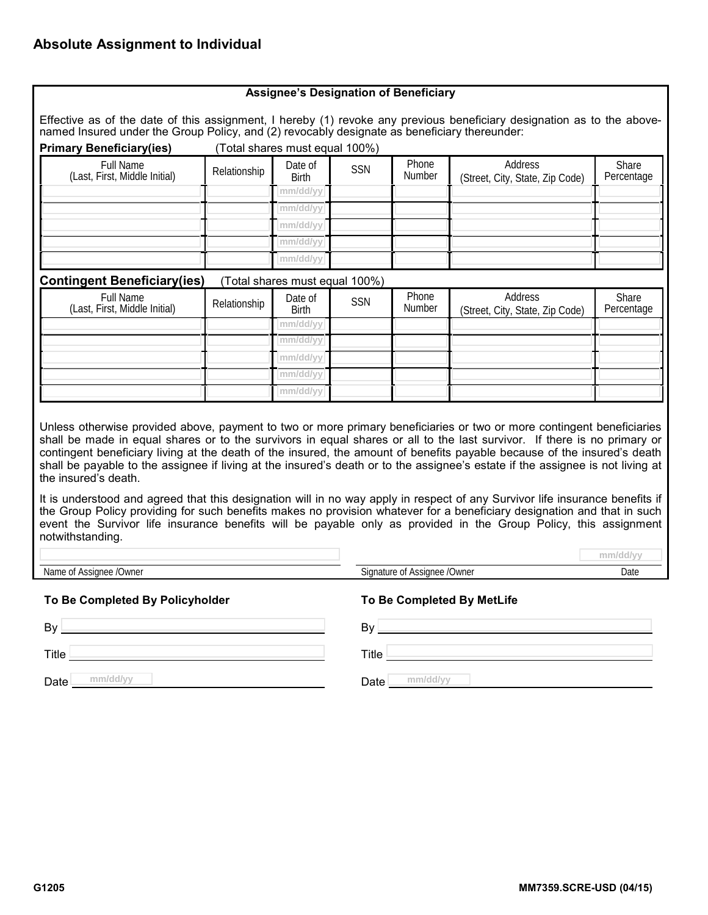## Absolute Assignment to Individual

### Assignee's Designation of Beneficiary

Effective as of the date of this assignment, I hereby (1) revoke any previous beneficiary designation as to the above-named Insured under the Group Policy, and (2) revocably designate as beneficiary thereunder:

**Primary Beneficiary(ies)** (Total shares must equal 100%)

| Full Name (Last, First, Middle Initial) | Relationship | Date of Birth | SSN | Phone Number | Address (Street, City, State, Zip Code) | Share Percentage |
|---|---|---|---|---|---|---|
| | | mm/dd/yy | | | | |
| | | mm/dd/yy | | | | |
| | | mm/dd/yy | | | | |
| | | mm/dd/yy | | | | |
| | | mm/dd/yy | | | | |

**Contingent Beneficiary(ies)** (Total shares must equal 100%)

| Full Name (Last, First, Middle Initial) | Relationship | Date of Birth | SSN | Phone Number | Address (Street, City, State, Zip Code) | Share Percentage |
|---|---|---|---|---|---|---|
| | | mm/dd/yy | | | | |
| | | mm/dd/yy | | | | |
| | | mm/dd/yy | | | | |
| | | mm/dd/yy | | | | |
| | | mm/dd/yy | | | | |

Unless otherwise provided above, payment to two or more primary beneficiaries or two or more contingent beneficiaries shall be made in equal shares or to the survivors in equal shares or all to the last survivor. If there is no primary or contingent beneficiary living at the death of the insured, the amount of benefits payable because of the insured's death shall be payable to the assignee if living at the insured's death or to the assignee's estate if the assignee is not living at the insured's death.

It is understood and agreed that this designation will in no way apply in respect of any Survivor life insurance benefits if the Group Policy providing for such benefits makes no provision whatever for a beneficiary designation and that in such event the Survivor life insurance benefits will be payable only as provided in the Group Policy, this assignment notwithstanding.

Name of Assignee /Owner ______________________

Signature of Assignee /Owner ______________________ Date mm/dd/yy

**To Be Completed By Policyholder**

By ______________________

Title ______________________

Date mm/dd/yy

**To Be Completed By MetLife**

By ______________________

Title ______________________

Date mm/dd/yy

G1205 MM7359.SCRE-USD (04/15)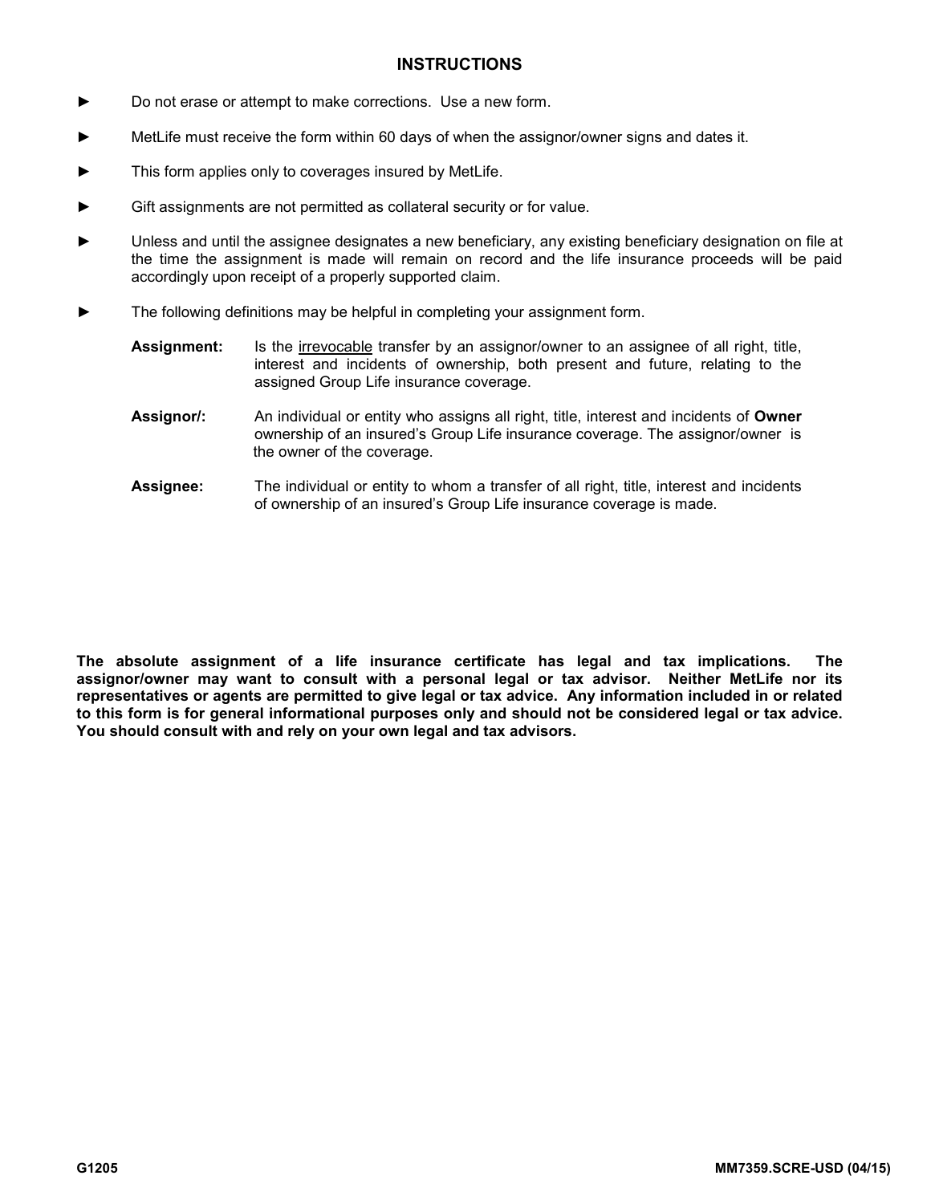## INSTRUCTIONS

- ► Do not erase or attempt to make corrections. Use a new form.
- ► MetLife must receive the form within 60 days of when the assignor/owner signs and dates it.
- ► This form applies only to coverages insured by MetLife.
- ► Gift assignments are not permitted as collateral security or for value.
- ► Unless and until the assignee designates a new beneficiary, any existing beneficiary designation on file at the time the assignment is made will remain on record and the life insurance proceeds will be paid accordingly upon receipt of a properly supported claim.
- ► The following definitions may be helpful in completing your assignment form.

**Assignment:** Is the irrevocable transfer by an assignor/owner to an assignee of all right, title, interest and incidents of ownership, both present and future, relating to the assigned Group Life insurance coverage.

**Assignor/Owner:** An individual or entity who assigns all right, title, interest and incidents of ownership of an insured's Group Life insurance coverage. The assignor/owner is the owner of the coverage.

**Assignee:** The individual or entity to whom a transfer of all right, title, interest and incidents of ownership of an insured's Group Life insurance coverage is made.

**The absolute assignment of a life insurance certificate has legal and tax implications. The assignor/owner may want to consult with a personal legal or tax advisor. Neither MetLife nor its representatives or agents are permitted to give legal or tax advice. Any information included in or related to this form is for general informational purposes only and should not be considered legal or tax advice. You should consult with and rely on your own legal and tax advisors.**

G1205 MM7359.SCRE-USD (04/15)